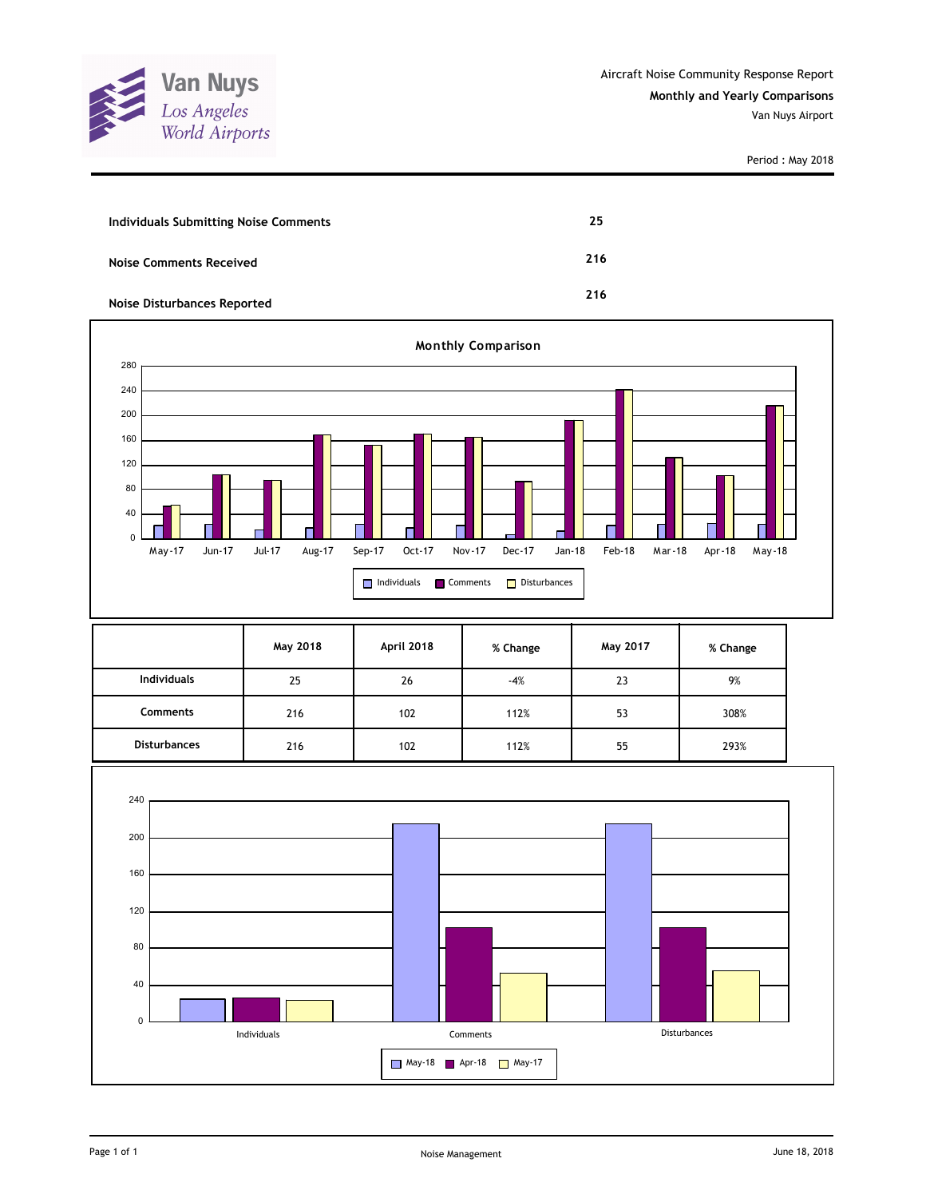Van Nuys
Los Angeles World Airports

Aircraft Noise Community Response Report

**Monthly and Yearly Comparisons**

Van Nuys Airport

Period : May 2018

| | |
|---|---|
| **Individuals Submitting Noise Comments** | **25** |
| **Noise Comments Received** | **216** |
| **Noise Disturbances Reported** | **216** |

**Monthly Comparison**

| | May 2018 | April 2018 | % Change | May 2017 | % Change |
|---|---|---|---|---|---|
| **Individuals** | 25 | 26 | -4% | 23 | 9% |
| **Comments** | 216 | 102 | 112% | 53 | 308% |
| **Disturbances** | 216 | 102 | 112% | 55 | 293% |

Noise Management

June 18, 2018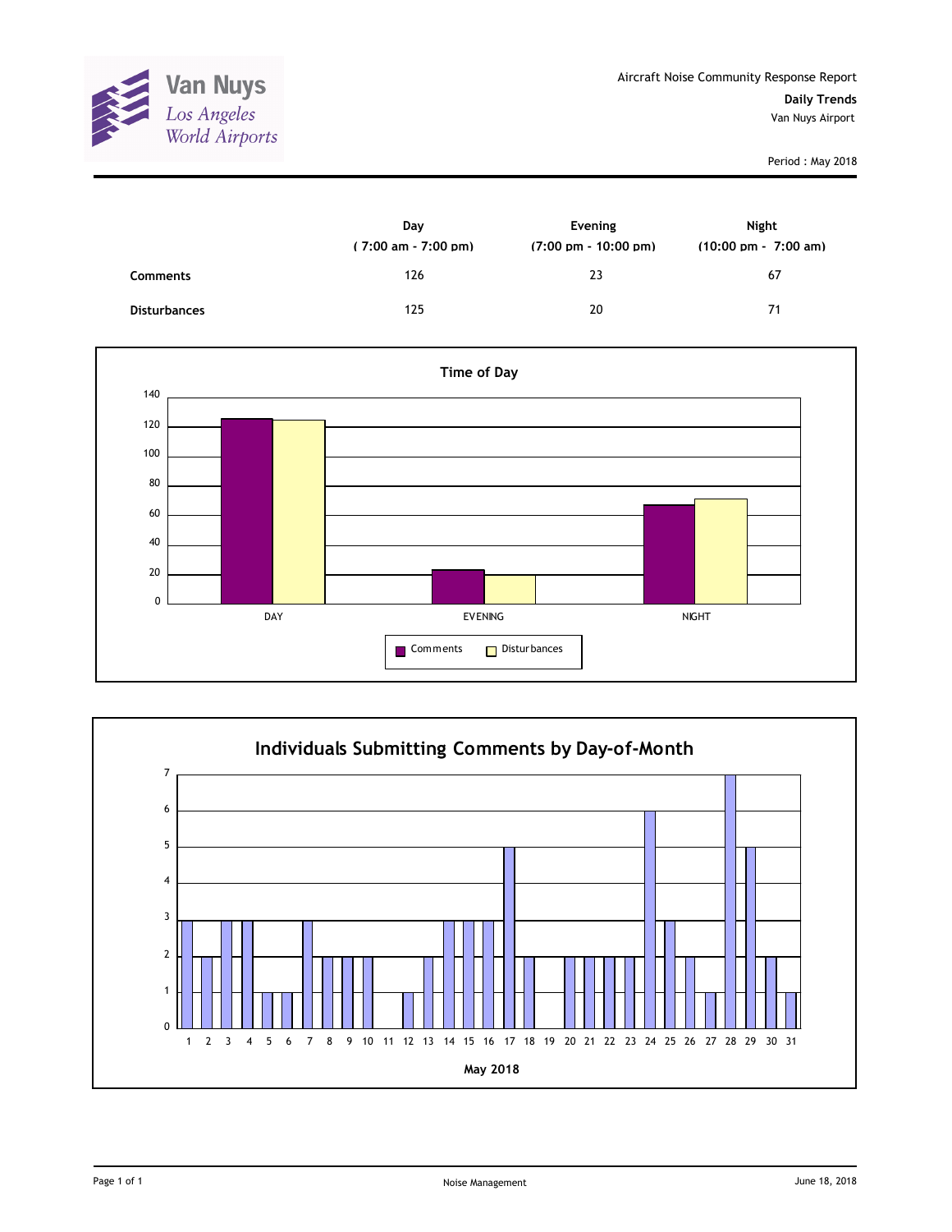Van Nuys
*Los Angeles World Airports*

Aircraft Noise Community Response Report

**Daily Trends**

Van Nuys Airport

Period : May 2018

| | Day ( 7:00 am - 7:00 pm) | Evening (7:00 pm - 10:00 pm) | Night (10:00 pm - 7:00 am) |
|---|---|---|---|
| **Comments** | 126 | 23 | 67 |
| **Disturbances** | 125 | 20 | 71 |

**Time of Day**

| | Comments | Disturbances |
|---|---|---|
| DAY | 126 | 125 |
| EVENING | 23 | 20 |
| NIGHT | 67 | 71 |

**Individuals Submitting Comments by Day-of-Month**

| May 2018 | 1 | 2 | 3 | 4 | 5 | 6 | 7 | 8 | 9 | 10 | 11 | 12 | 13 | 14 | 15 | 16 | 17 | 18 | 19 | 20 | 21 | 22 | 23 | 24 | 25 | 26 | 27 | 28 | 29 | 30 | 31 |
|---|---|---|---|---|---|---|---|---|---|---|---|---|---|---|---|---|---|---|---|---|---|---|---|---|---|---|---|---|---|---|---|
| Individuals | 3 | 2 | 3 | 3 | 1 | 1 | 3 | 2 | 2 | 2 | 0 | 1 | 2 | 3 | 3 | 3 | 5 | 2 | 0 | 2 | 2 | 2 | 2 | 6 | 3 | 2 | 1 | 7 | 5 | 2 | 1 |

Noise Management

June 18, 2018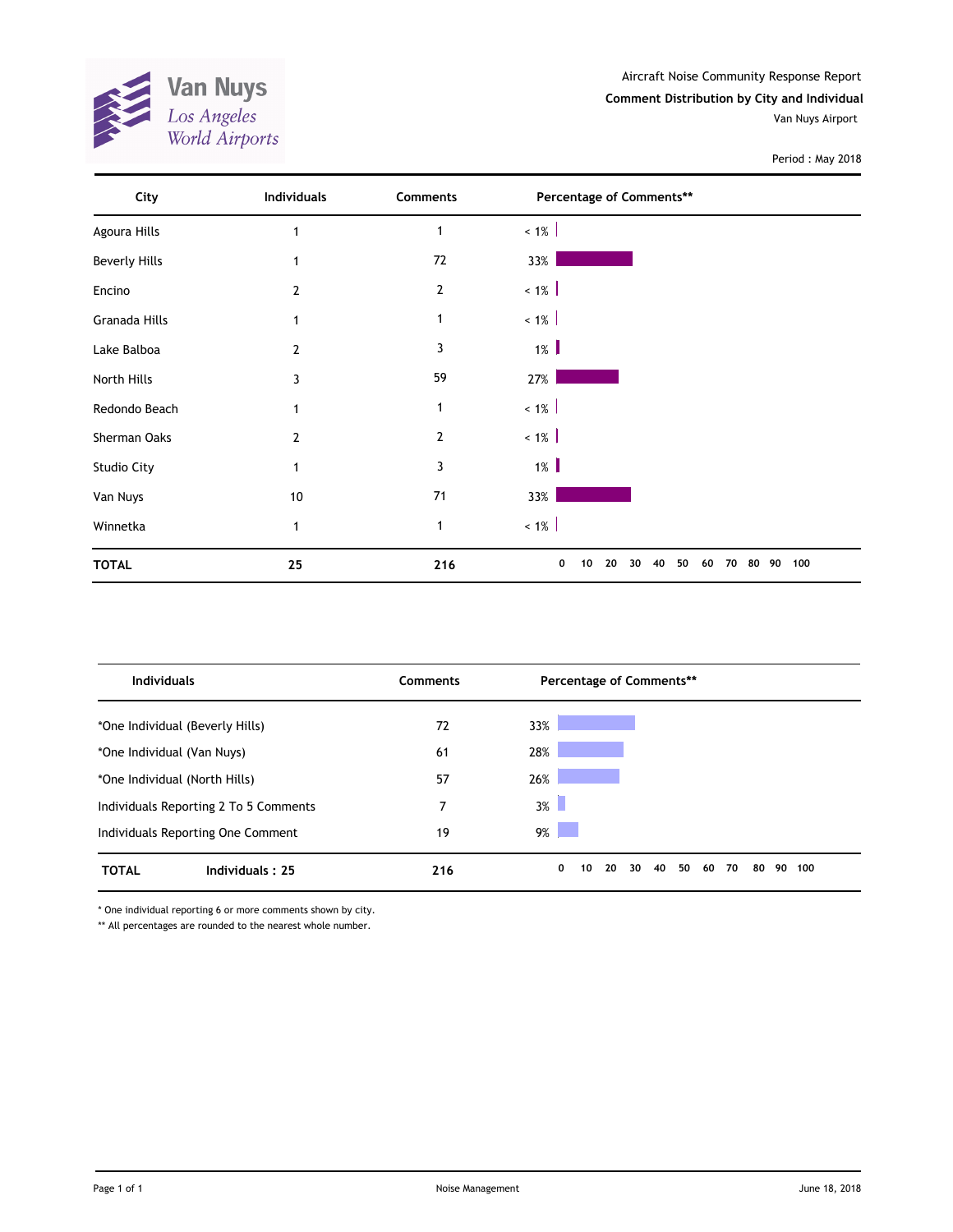Van Nuys
Los Angeles World Airports

Aircraft Noise Community Response Report

**Comment Distribution by City and Individual**

Van Nuys Airport

Period : May 2018

| City | Individuals | Comments | Percentage of Comments** |
|---|---|---|---|
| Agoura Hills | 1 | 1 | < 1% |
| Beverly Hills | 1 | 72 | 33% |
| Encino | 2 | 2 | < 1% |
| Granada Hills | 1 | 1 | < 1% |
| Lake Balboa | 2 | 3 | 1% |
| North Hills | 3 | 59 | 27% |
| Redondo Beach | 1 | 1 | < 1% |
| Sherman Oaks | 2 | 2 | < 1% |
| Studio City | 1 | 3 | 1% |
| Van Nuys | 10 | 71 | 33% |
| Winnetka | 1 | 1 | < 1% |
| **TOTAL** | **25** | **216** | |

| Individuals | Comments | Percentage of Comments** |
|---|---|---|
| *One Individual (Beverly Hills) | 72 | 33% |
| *One Individual (Van Nuys) | 61 | 28% |
| *One Individual (North Hills) | 57 | 26% |
| Individuals Reporting 2 To 5 Comments | 7 | 3% |
| Individuals Reporting One Comment | 19 | 9% |
| **TOTAL** **Individuals : 25** | **216** | |

* One individual reporting 6 or more comments shown by city.

** All percentages are rounded to the nearest whole number.

Noise Management

June 18, 2018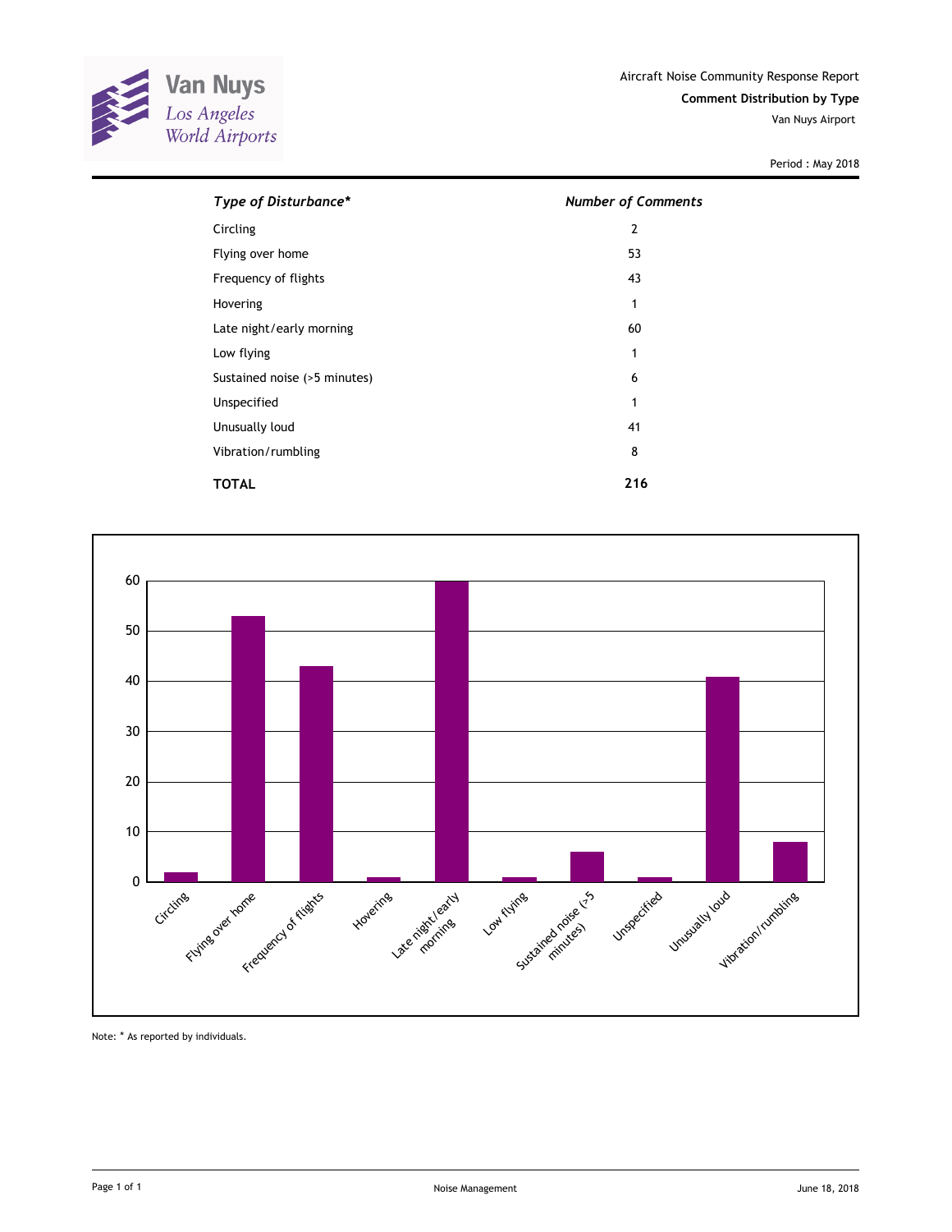Van Nuys
Los Angeles World Airports

Aircraft Noise Community Response Report

**Comment Distribution by Type**

Van Nuys Airport

Period : May 2018

| *Type of Disturbance** | *Number of Comments* |
|---|---|
| Circling | 2 |
| Flying over home | 53 |
| Frequency of flights | 43 |
| Hovering | 1 |
| Late night/early morning | 60 |
| Low flying | 1 |
| Sustained noise (>5 minutes) | 6 |
| Unspecified | 1 |
| Unusually loud | 41 |
| Vibration/rumbling | 8 |
| **TOTAL** | **216** |

Note: * As reported by individuals.

Noise Management

June 18, 2018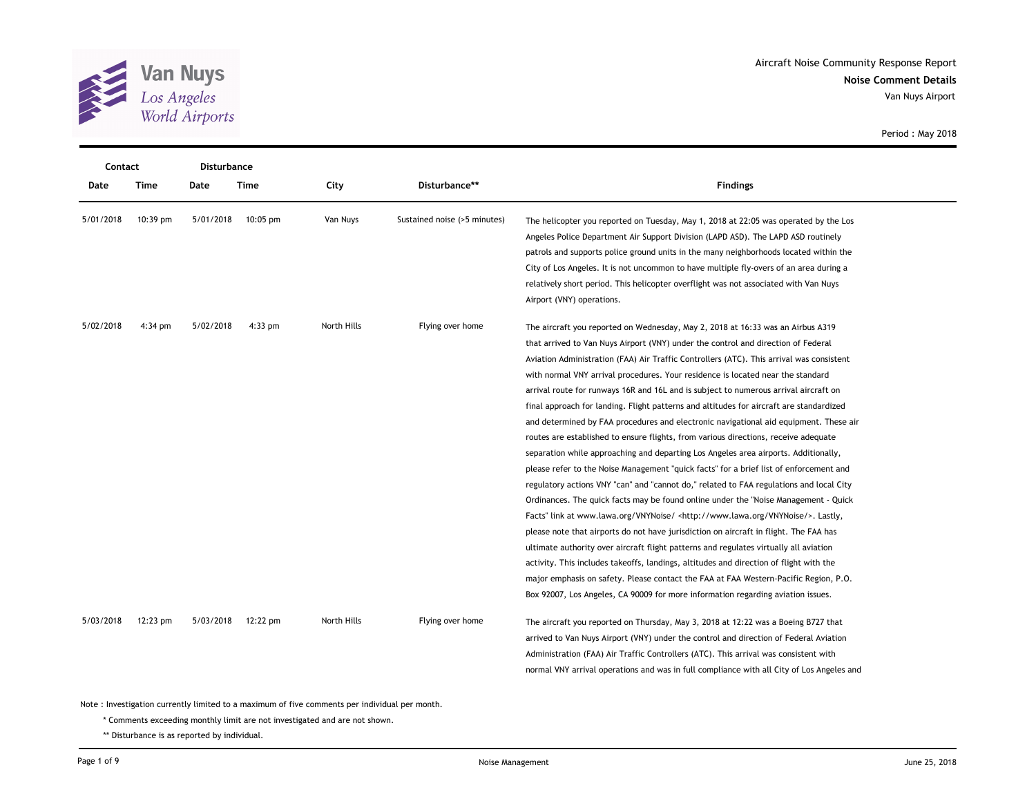Van Nuys
Los Angeles
World Airports

Aircraft Noise Community Response Report
**Noise Comment Details**
Van Nuys Airport

Period : May 2018

| Contact | | Disturbance | | | | |
|---|---|---|---|---|---|---|
| **Date** | **Time** | **Date** | **Time** | **City** | **Disturbance**** | **Findings** |
| 5/01/2018 | 10:39 pm | 5/01/2018 | 10:05 pm | Van Nuys | Sustained noise (>5 minutes) | The helicopter you reported on Tuesday, May 1, 2018 at 22:05 was operated by the Los Angeles Police Department Air Support Division (LAPD ASD). The LAPD ASD routinely patrols and supports police ground units in the many neighborhoods located within the City of Los Angeles. It is not uncommon to have multiple fly-overs of an area during a relatively short period. This helicopter overflight was not associated with Van Nuys Airport (VNY) operations. |
| 5/02/2018 | 4:34 pm | 5/02/2018 | 4:33 pm | North Hills | Flying over home | The aircraft you reported on Wednesday, May 2, 2018 at 16:33 was an Airbus A319 that arrived to Van Nuys Airport (VNY) under the control and direction of Federal Aviation Administration (FAA) Air Traffic Controllers (ATC). This arrival was consistent with normal VNY arrival procedures. Your residence is located near the standard arrival route for runways 16R and 16L and is subject to numerous arrival aircraft on final approach for landing. Flight patterns and altitudes for aircraft are standardized and determined by FAA procedures and electronic navigational aid equipment. These air routes are established to ensure flights, from various directions, receive adequate separation while approaching and departing Los Angeles area airports. Additionally, please refer to the Noise Management "quick facts" for a brief list of enforcement and regulatory actions VNY "can" and "cannot do," related to FAA regulations and local City Ordinances. The quick facts may be found online under the "Noise Management - Quick Facts" link at www.lawa.org/VNYNoise/ <http://www.lawa.org/VNYNoise/>. Lastly, please note that airports do not have jurisdiction on aircraft in flight. The FAA has ultimate authority over aircraft flight patterns and regulates virtually all aviation activity. This includes takeoffs, landings, altitudes and direction of flight with the major emphasis on safety. Please contact the FAA at FAA Western-Pacific Region, P.O. Box 92007, Los Angeles, CA 90009 for more information regarding aviation issues. |
| 5/03/2018 | 12:23 pm | 5/03/2018 | 12:22 pm | North Hills | Flying over home | The aircraft you reported on Thursday, May 3, 2018 at 12:22 was a Boeing B727 that arrived to Van Nuys Airport (VNY) under the control and direction of Federal Aviation Administration (FAA) Air Traffic Controllers (ATC). This arrival was consistent with normal VNY arrival operations and was in full compliance with all City of Los Angeles and |

Note : Investigation currently limited to a maximum of five comments per individual per month.

\* Comments exceeding monthly limit are not investigated and are not shown.

** Disturbance is as reported by individual.

Noise Management

June 25, 2018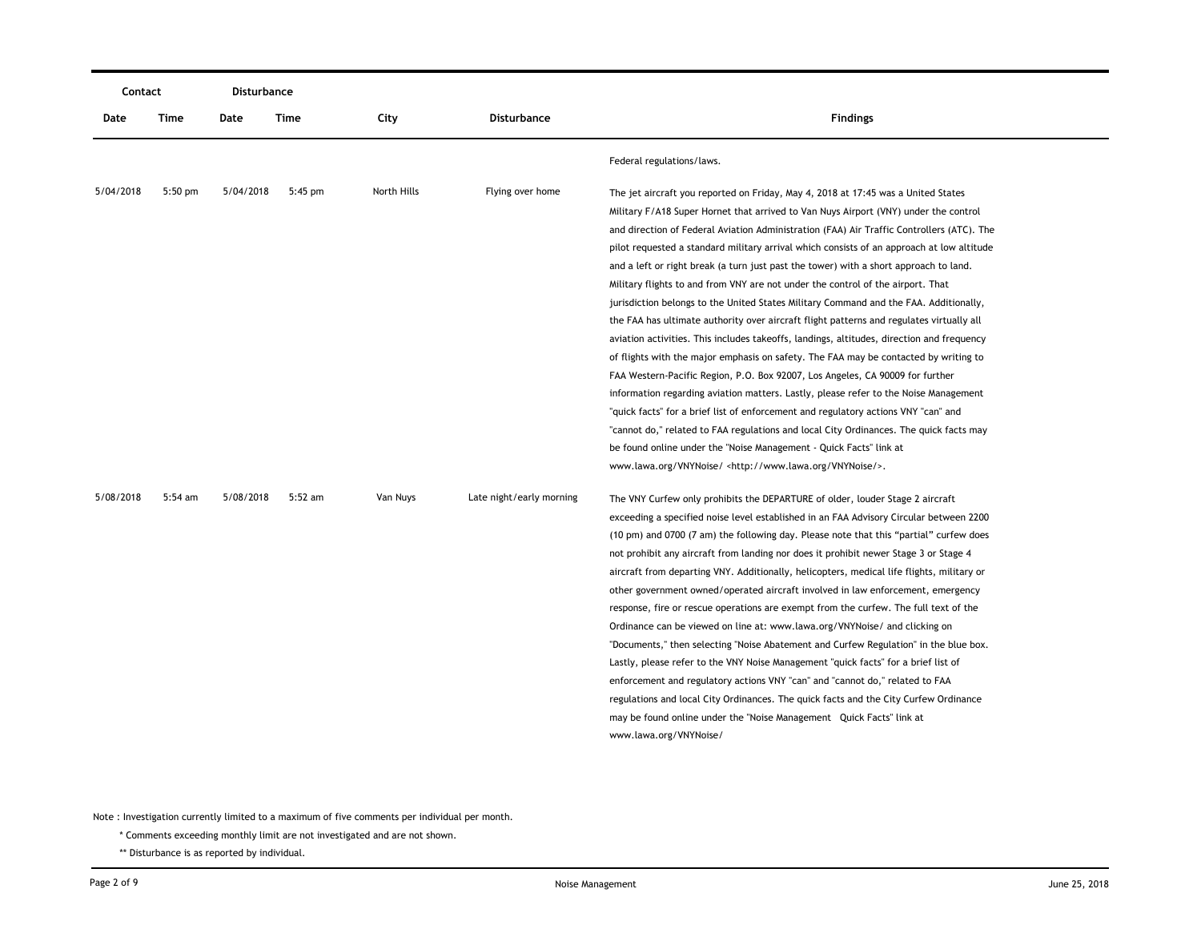| Contact | | Disturbance | | | | |
|---|---|---|---|---|---|---|
| Date | Time | Date | Time | City | Disturbance | Findings |
| | | | | | | Federal regulations/laws. |
| 5/04/2018 | 5:50 pm | 5/04/2018 | 5:45 pm | North Hills | Flying over home | The jet aircraft you reported on Friday, May 4, 2018 at 17:45 was a United States Military F/A18 Super Hornet that arrived to Van Nuys Airport (VNY) under the control and direction of Federal Aviation Administration (FAA) Air Traffic Controllers (ATC). The pilot requested a standard military arrival which consists of an approach at low altitude and a left or right break (a turn just past the tower) with a short approach to land. Military flights to and from VNY are not under the control of the airport. That jurisdiction belongs to the United States Military Command and the FAA. Additionally, the FAA has ultimate authority over aircraft flight patterns and regulates virtually all aviation activities. This includes takeoffs, landings, altitudes, direction and frequency of flights with the major emphasis on safety. The FAA may be contacted by writing to FAA Western-Pacific Region, P.O. Box 92007, Los Angeles, CA 90009 for further information regarding aviation matters. Lastly, please refer to the Noise Management "quick facts" for a brief list of enforcement and regulatory actions VNY "can" and "cannot do," related to FAA regulations and local City Ordinances. The quick facts may be found online under the "Noise Management - Quick Facts" link at www.lawa.org/VNYNoise/ <http://www.lawa.org/VNYNoise/>. |
| 5/08/2018 | 5:54 am | 5/08/2018 | 5:52 am | Van Nuys | Late night/early morning | The VNY Curfew only prohibits the DEPARTURE of older, louder Stage 2 aircraft exceeding a specified noise level established in an FAA Advisory Circular between 2200 (10 pm) and 0700 (7 am) the following day. Please note that this "partial" curfew does not prohibit any aircraft from landing nor does it prohibit newer Stage 3 or Stage 4 aircraft from departing VNY. Additionally, helicopters, medical life flights, military or other government owned/operated aircraft involved in law enforcement, emergency response, fire or rescue operations are exempt from the curfew. The full text of the Ordinance can be viewed on line at: www.lawa.org/VNYNoise/ and clicking on "Documents," then selecting "Noise Abatement and Curfew Regulation" in the blue box. Lastly, please refer to the VNY Noise Management "quick facts" for a brief list of enforcement and regulatory actions VNY "can" and "cannot do," related to FAA regulations and local City Ordinances. The quick facts and the City Curfew Ordinance may be found online under the "Noise Management Quick Facts" link at www.lawa.org/VNYNoise/ |

Note : Investigation currently limited to a maximum of five comments per individual per month.

\* Comments exceeding monthly limit are not investigated and are not shown.

\*\* Disturbance is as reported by individual.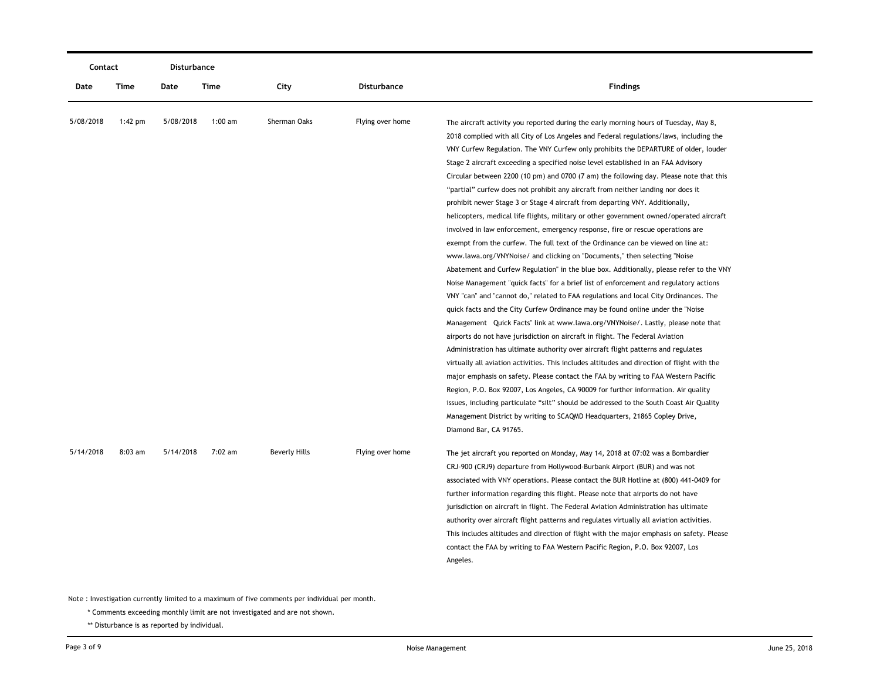| Contact | | Disturbance | | | | |
|---|---|---|---|---|---|---|
| Date | Time | Date | Time | City | Disturbance | Findings |
| 5/08/2018 | 1:42 pm | 5/08/2018 | 1:00 am | Sherman Oaks | Flying over home | The aircraft activity you reported during the early morning hours of Tuesday, May 8, 2018 complied with all City of Los Angeles and Federal regulations/laws, including the VNY Curfew Regulation. The VNY Curfew only prohibits the DEPARTURE of older, louder Stage 2 aircraft exceeding a specified noise level established in an FAA Advisory Circular between 2200 (10 pm) and 0700 (7 am) the following day. Please note that this "partial" curfew does not prohibit any aircraft from neither landing nor does it prohibit newer Stage 3 or Stage 4 aircraft from departing VNY. Additionally, helicopters, medical life flights, military or other government owned/operated aircraft involved in law enforcement, emergency response, fire or rescue operations are exempt from the curfew. The full text of the Ordinance can be viewed on line at: www.lawa.org/VNYNoise/ and clicking on "Documents," then selecting "Noise Abatement and Curfew Regulation" in the blue box. Additionally, please refer to the VNY Noise Management "quick facts" for a brief list of enforcement and regulatory actions VNY "can" and "cannot do," related to FAA regulations and local City Ordinances. The quick facts and the City Curfew Ordinance may be found online under the "Noise Management Quick Facts" link at www.lawa.org/VNYNoise/. Lastly, please note that airports do not have jurisdiction on aircraft in flight. The Federal Aviation Administration has ultimate authority over aircraft flight patterns and regulates virtually all aviation activities. This includes altitudes and direction of flight with the major emphasis on safety. Please contact the FAA by writing to FAA Western Pacific Region, P.O. Box 92007, Los Angeles, CA 90009 for further information. Air quality issues, including particulate "silt" should be addressed to the South Coast Air Quality Management District by writing to SCAQMD Headquarters, 21865 Copley Drive, Diamond Bar, CA 91765. |
| 5/14/2018 | 8:03 am | 5/14/2018 | 7:02 am | Beverly Hills | Flying over home | The jet aircraft you reported on Monday, May 14, 2018 at 07:02 was a Bombardier CRJ-900 (CRJ9) departure from Hollywood-Burbank Airport (BUR) and was not associated with VNY operations. Please contact the BUR Hotline at (800) 441-0409 for further information regarding this flight. Please note that airports do not have jurisdiction on aircraft in flight. The Federal Aviation Administration has ultimate authority over aircraft flight patterns and regulates virtually all aviation activities. This includes altitudes and direction of flight with the major emphasis on safety. Please contact the FAA by writing to FAA Western Pacific Region, P.O. Box 92007, Los Angeles. |

Note : Investigation currently limited to a maximum of five comments per individual per month.

\* Comments exceeding monthly limit are not investigated and are not shown.

\*\* Disturbance is as reported by individual.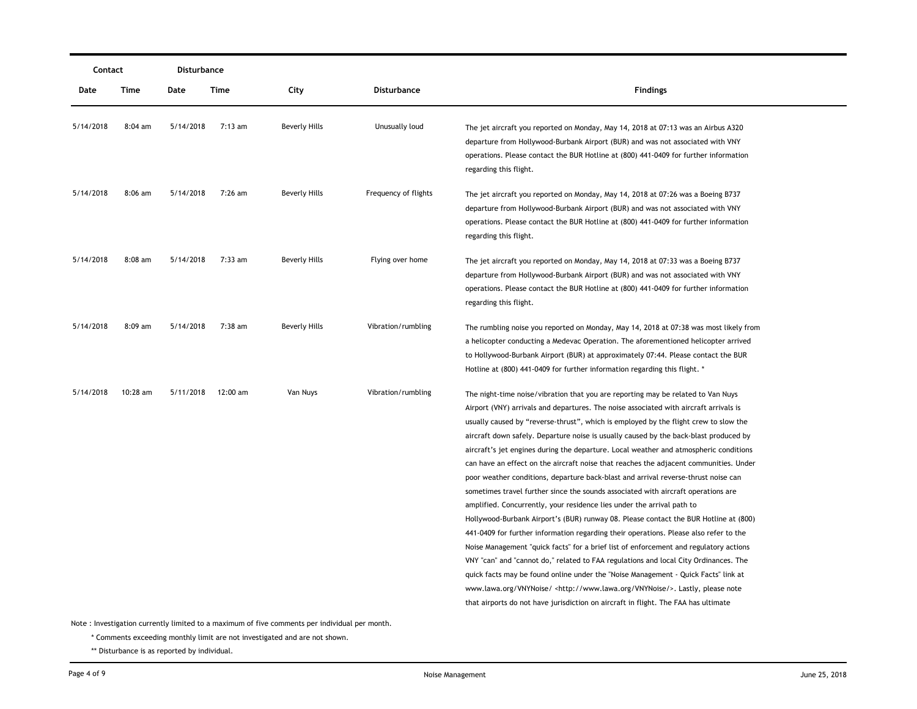| Contact | | Disturbance | | | | |
|---|---|---|---|---|---|---|
| Date | Time | Date | Time | City | Disturbance | Findings |
| 5/14/2018 | 8:04 am | 5/14/2018 | 7:13 am | Beverly Hills | Unusually loud | The jet aircraft you reported on Monday, May 14, 2018 at 07:13 was an Airbus A320 departure from Hollywood-Burbank Airport (BUR) and was not associated with VNY operations. Please contact the BUR Hotline at (800) 441-0409 for further information regarding this flight. |
| 5/14/2018 | 8:06 am | 5/14/2018 | 7:26 am | Beverly Hills | Frequency of flights | The jet aircraft you reported on Monday, May 14, 2018 at 07:26 was a Boeing B737 departure from Hollywood-Burbank Airport (BUR) and was not associated with VNY operations. Please contact the BUR Hotline at (800) 441-0409 for further information regarding this flight. |
| 5/14/2018 | 8:08 am | 5/14/2018 | 7:33 am | Beverly Hills | Flying over home | The jet aircraft you reported on Monday, May 14, 2018 at 07:33 was a Boeing B737 departure from Hollywood-Burbank Airport (BUR) and was not associated with VNY operations. Please contact the BUR Hotline at (800) 441-0409 for further information regarding this flight. |
| 5/14/2018 | 8:09 am | 5/14/2018 | 7:38 am | Beverly Hills | Vibration/rumbling | The rumbling noise you reported on Monday, May 14, 2018 at 07:38 was most likely from a helicopter conducting a Medevac Operation. The aforementioned helicopter arrived to Hollywood-Burbank Airport (BUR) at approximately 07:44. Please contact the BUR Hotline at (800) 441-0409 for further information regarding this flight. * |
| 5/14/2018 | 10:28 am | 5/11/2018 | 12:00 am | Van Nuys | Vibration/rumbling | The night-time noise/vibration that you are reporting may be related to Van Nuys Airport (VNY) arrivals and departures. The noise associated with aircraft arrivals is usually caused by "reverse-thrust", which is employed by the flight crew to slow the aircraft down safely. Departure noise is usually caused by the back-blast produced by aircraft's jet engines during the departure. Local weather and atmospheric conditions can have an effect on the aircraft noise that reaches the adjacent communities. Under poor weather conditions, departure back-blast and arrival reverse-thrust noise can sometimes travel further since the sounds associated with aircraft operations are amplified. Concurrently, your residence lies under the arrival path to Hollywood-Burbank Airport's (BUR) runway 08. Please contact the BUR Hotline at (800) 441-0409 for further information regarding their operations. Please also refer to the Noise Management "quick facts" for a brief list of enforcement and regulatory actions VNY "can" and "cannot do," related to FAA regulations and local City Ordinances. The quick facts may be found online under the "Noise Management - Quick Facts" link at www.lawa.org/VNYNoise/ <http://www.lawa.org/VNYNoise/>. Lastly, please note that airports do not have jurisdiction on aircraft in flight. The FAA has ultimate |

Note : Investigation currently limited to a maximum of five comments per individual per month.

\* Comments exceeding monthly limit are not investigated and are not shown.

\*\* Disturbance is as reported by individual.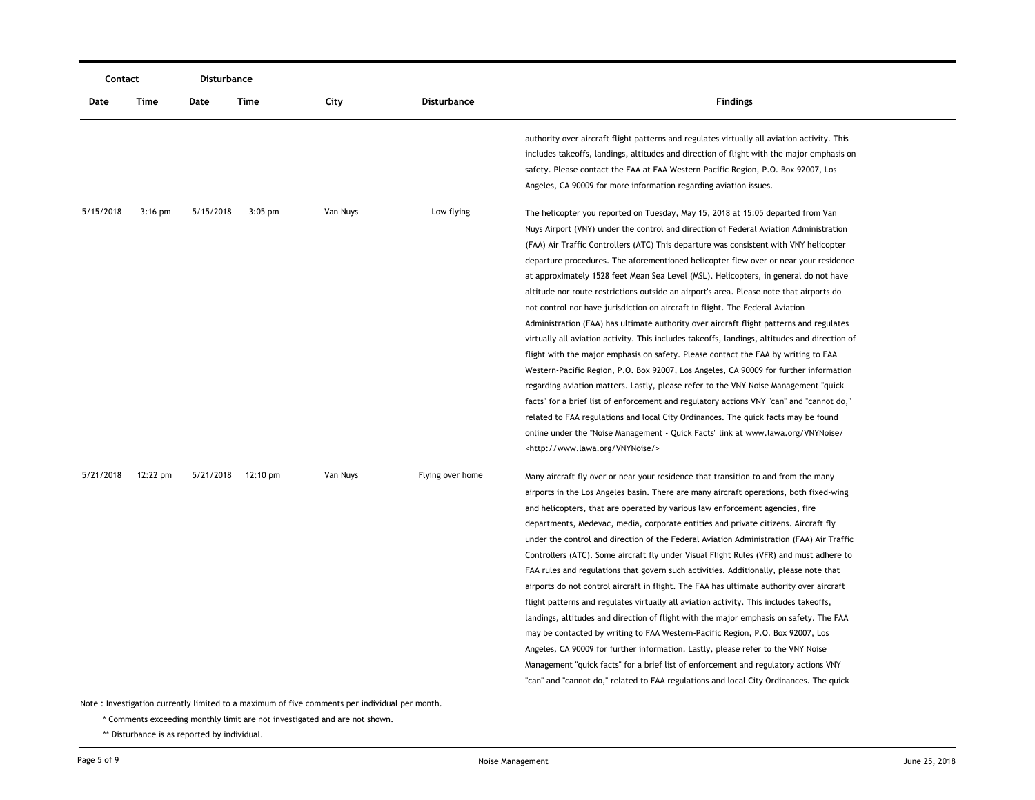| Contact | | Disturbance | | | | |
|---|---|---|---|---|---|---|
| Date | Time | Date | Time | City | Disturbance | Findings |
| | | | | | | authority over aircraft flight patterns and regulates virtually all aviation activity. This includes takeoffs, landings, altitudes and direction of flight with the major emphasis on safety. Please contact the FAA at FAA Western-Pacific Region, P.O. Box 92007, Los Angeles, CA 90009 for more information regarding aviation issues. |
| 5/15/2018 | 3:16 pm | 5/15/2018 | 3:05 pm | Van Nuys | Low flying | The helicopter you reported on Tuesday, May 15, 2018 at 15:05 departed from Van Nuys Airport (VNY) under the control and direction of Federal Aviation Administration (FAA) Air Traffic Controllers (ATC) This departure was consistent with VNY helicopter departure procedures. The aforementioned helicopter flew over or near your residence at approximately 1528 feet Mean Sea Level (MSL). Helicopters, in general do not have altitude nor route restrictions outside an airport's area. Please note that airports do not control nor have jurisdiction on aircraft in flight. The Federal Aviation Administration (FAA) has ultimate authority over aircraft flight patterns and regulates virtually all aviation activity. This includes takeoffs, landings, altitudes and direction of flight with the major emphasis on safety. Please contact the FAA by writing to FAA Western-Pacific Region, P.O. Box 92007, Los Angeles, CA 90009 for further information regarding aviation matters. Lastly, please refer to the VNY Noise Management "quick facts" for a brief list of enforcement and regulatory actions VNY "can" and "cannot do," related to FAA regulations and local City Ordinances. The quick facts may be found online under the "Noise Management - Quick Facts" link at www.lawa.org/VNYNoise/ <http://www.lawa.org/VNYNoise/> |
| 5/21/2018 | 12:22 pm | 5/21/2018 | 12:10 pm | Van Nuys | Flying over home | Many aircraft fly over or near your residence that transition to and from the many airports in the Los Angeles basin. There are many aircraft operations, both fixed-wing and helicopters, that are operated by various law enforcement agencies, fire departments, Medevac, media, corporate entities and private citizens. Aircraft fly under the control and direction of the Federal Aviation Administration (FAA) Air Traffic Controllers (ATC). Some aircraft fly under Visual Flight Rules (VFR) and must adhere to FAA rules and regulations that govern such activities. Additionally, please note that airports do not control aircraft in flight. The FAA has ultimate authority over aircraft flight patterns and regulates virtually all aviation activity. This includes takeoffs, landings, altitudes and direction of flight with the major emphasis on safety. The FAA may be contacted by writing to FAA Western-Pacific Region, P.O. Box 92007, Los Angeles, CA 90009 for further information. Lastly, please refer to the VNY Noise Management "quick facts" for a brief list of enforcement and regulatory actions VNY "can" and "cannot do," related to FAA regulations and local City Ordinances. The quick |

Note : Investigation currently limited to a maximum of five comments per individual per month.

\* Comments exceeding monthly limit are not investigated and are not shown.

\*\* Disturbance is as reported by individual.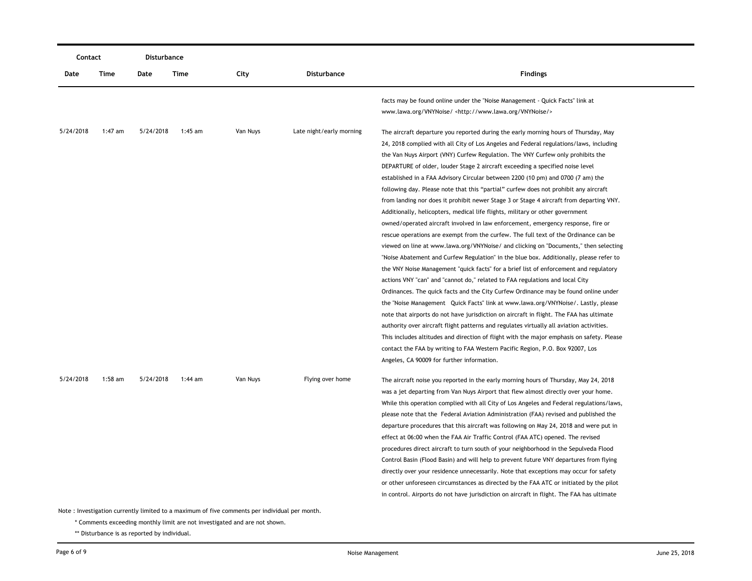| Contact | | Disturbance | | | | |
|---|---|---|---|---|---|---|
| Date | Time | Date | Time | City | Disturbance | Findings |
| | | | | | | facts may be found online under the "Noise Management - Quick Facts" link at www.lawa.org/VNYNoise/ <http://www.lawa.org/VNYNoise/> |
| 5/24/2018 | 1:47 am | 5/24/2018 | 1:45 am | Van Nuys | Late night/early morning | The aircraft departure you reported during the early morning hours of Thursday, May 24, 2018 complied with all City of Los Angeles and Federal regulations/laws, including the Van Nuys Airport (VNY) Curfew Regulation. The VNY Curfew only prohibits the DEPARTURE of older, louder Stage 2 aircraft exceeding a specified noise level established in a FAA Advisory Circular between 2200 (10 pm) and 0700 (7 am) the following day. Please note that this "partial" curfew does not prohibit any aircraft from landing nor does it prohibit newer Stage 3 or Stage 4 aircraft from departing VNY. Additionally, helicopters, medical life flights, military or other government owned/operated aircraft involved in law enforcement, emergency response, fire or rescue operations are exempt from the curfew. The full text of the Ordinance can be viewed on line at www.lawa.org/VNYNoise/ and clicking on "Documents," then selecting "Noise Abatement and Curfew Regulation" in the blue box. Additionally, please refer to the VNY Noise Management "quick facts" for a brief list of enforcement and regulatory actions VNY "can" and "cannot do," related to FAA regulations and local City Ordinances. The quick facts and the City Curfew Ordinance may be found online under the "Noise Management Quick Facts" link at www.lawa.org/VNYNoise/. Lastly, please note that airports do not have jurisdiction on aircraft in flight. The FAA has ultimate authority over aircraft flight patterns and regulates virtually all aviation activities. This includes altitudes and direction of flight with the major emphasis on safety. Please contact the FAA by writing to FAA Western Pacific Region, P.O. Box 92007, Los Angeles, CA 90009 for further information. |
| 5/24/2018 | 1:58 am | 5/24/2018 | 1:44 am | Van Nuys | Flying over home | The aircraft noise you reported in the early morning hours of Thursday, May 24, 2018 was a jet departing from Van Nuys Airport that flew almost directly over your home. While this operation complied with all City of Los Angeles and Federal regulations/laws, please note that the Federal Aviation Administration (FAA) revised and published the departure procedures that this aircraft was following on May 24, 2018 and were put in effect at 06:00 when the FAA Air Traffic Control (FAA ATC) opened. The revised procedures direct aircraft to turn south of your neighborhood in the Sepulveda Flood Control Basin (Flood Basin) and will help to prevent future VNY departures from flying directly over your residence unnecessarily. Note that exceptions may occur for safety or other unforeseen circumstances as directed by the FAA ATC or initiated by the pilot in control. Airports do not have jurisdiction on aircraft in flight. The FAA has ultimate |

Note : Investigation currently limited to a maximum of five comments per individual per month.

\* Comments exceeding monthly limit are not investigated and are not shown.

\*\* Disturbance is as reported by individual.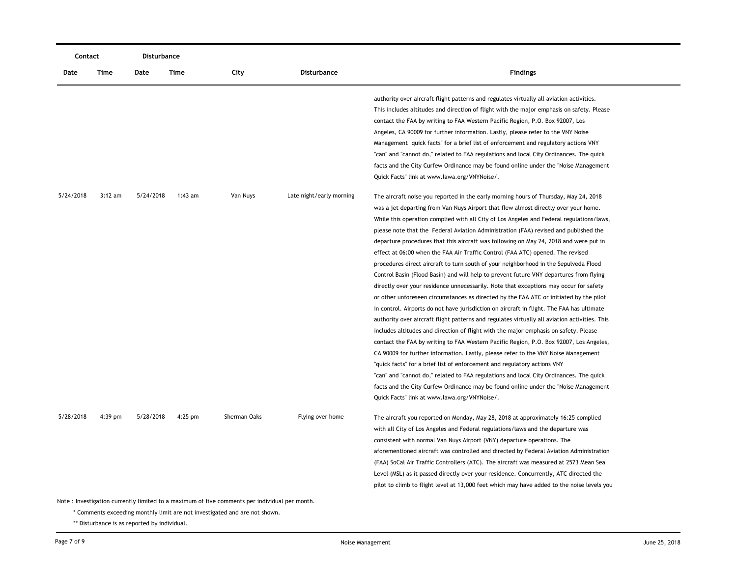| Contact | | Disturbance | | | | |
|---|---|---|---|---|---|---|
| Date | Time | Date | Time | City | Disturbance | Findings |
| | | | | | | authority over aircraft flight patterns and regulates virtually all aviation activities. This includes altitudes and direction of flight with the major emphasis on safety. Please contact the FAA by writing to FAA Western Pacific Region, P.O. Box 92007, Los Angeles, CA 90009 for further information. Lastly, please refer to the VNY Noise Management "quick facts" for a brief list of enforcement and regulatory actions VNY "can" and "cannot do," related to FAA regulations and local City Ordinances. The quick facts and the City Curfew Ordinance may be found online under the "Noise Management Quick Facts" link at www.lawa.org/VNYNoise/. |
| 5/24/2018 | 3:12 am | 5/24/2018 | 1:43 am | Van Nuys | Late night/early morning | The aircraft noise you reported in the early morning hours of Thursday, May 24, 2018 was a jet departing from Van Nuys Airport that flew almost directly over your home. While this operation complied with all City of Los Angeles and Federal regulations/laws, please note that the Federal Aviation Administration (FAA) revised and published the departure procedures that this aircraft was following on May 24, 2018 and were put in effect at 06:00 when the FAA Air Traffic Control (FAA ATC) opened. The revised procedures direct aircraft to turn south of your neighborhood in the Sepulveda Flood Control Basin (Flood Basin) and will help to prevent future VNY departures from flying directly over your residence unnecessarily. Note that exceptions may occur for safety or other unforeseen circumstances as directed by the FAA ATC or initiated by the pilot in control. Airports do not have jurisdiction on aircraft in flight. The FAA has ultimate authority over aircraft flight patterns and regulates virtually all aviation activities. This includes altitudes and direction of flight with the major emphasis on safety. Please contact the FAA by writing to FAA Western Pacific Region, P.O. Box 92007, Los Angeles, CA 90009 for further information. Lastly, please refer to the VNY Noise Management "quick facts" for a brief list of enforcement and regulatory actions VNY "can" and "cannot do," related to FAA regulations and local City Ordinances. The quick facts and the City Curfew Ordinance may be found online under the "Noise Management Quick Facts" link at www.lawa.org/VNYNoise/. |
| 5/28/2018 | 4:39 pm | 5/28/2018 | 4:25 pm | Sherman Oaks | Flying over home | The aircraft you reported on Monday, May 28, 2018 at approximately 16:25 complied with all City of Los Angeles and Federal regulations/laws and the departure was consistent with normal Van Nuys Airport (VNY) departure operations. The aforementioned aircraft was controlled and directed by Federal Aviation Administration (FAA) SoCal Air Traffic Controllers (ATC). The aircraft was measured at 2573 Mean Sea Level (MSL) as it passed directly over your residence. Concurrently, ATC directed the pilot to climb to flight level at 13,000 feet which may have added to the noise levels you |

Note : Investigation currently limited to a maximum of five comments per individual per month.

\* Comments exceeding monthly limit are not investigated and are not shown.

\*\* Disturbance is as reported by individual.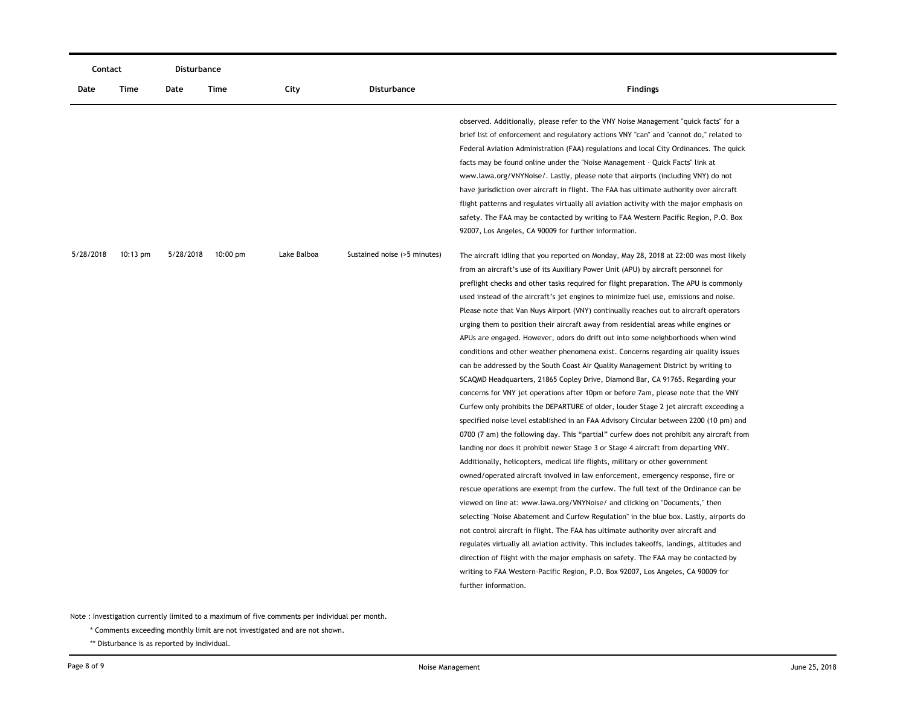| Contact | | Disturbance | | | | |
|---|---|---|---|---|---|---|
| Date | Time | Date | Time | City | Disturbance | Findings |
| | | | | | | observed. Additionally, please refer to the VNY Noise Management "quick facts" for a brief list of enforcement and regulatory actions VNY "can" and "cannot do," related to Federal Aviation Administration (FAA) regulations and local City Ordinances. The quick facts may be found online under the "Noise Management - Quick Facts" link at www.lawa.org/VNYNoise/. Lastly, please note that airports (including VNY) do not have jurisdiction over aircraft in flight. The FAA has ultimate authority over aircraft flight patterns and regulates virtually all aviation activity with the major emphasis on safety. The FAA may be contacted by writing to FAA Western Pacific Region, P.O. Box 92007, Los Angeles, CA 90009 for further information. |
| 5/28/2018 | 10:13 pm | 5/28/2018 | 10:00 pm | Lake Balboa | Sustained noise (>5 minutes) | The aircraft idling that you reported on Monday, May 28, 2018 at 22:00 was most likely from an aircraft's use of its Auxiliary Power Unit (APU) by aircraft personnel for preflight checks and other tasks required for flight preparation. The APU is commonly used instead of the aircraft's jet engines to minimize fuel use, emissions and noise. Please note that Van Nuys Airport (VNY) continually reaches out to aircraft operators urging them to position their aircraft away from residential areas while engines or APUs are engaged. However, odors do drift out into some neighborhoods when wind conditions and other weather phenomena exist. Concerns regarding air quality issues can be addressed by the South Coast Air Quality Management District by writing to SCAQMD Headquarters, 21865 Copley Drive, Diamond Bar, CA 91765. Regarding your concerns for VNY jet operations after 10pm or before 7am, please note that the VNY Curfew only prohibits the DEPARTURE of older, louder Stage 2 jet aircraft exceeding a specified noise level established in an FAA Advisory Circular between 2200 (10 pm) and 0700 (7 am) the following day. This "partial" curfew does not prohibit any aircraft from landing nor does it prohibit newer Stage 3 or Stage 4 aircraft from departing VNY. Additionally, helicopters, medical life flights, military or other government owned/operated aircraft involved in law enforcement, emergency response, fire or rescue operations are exempt from the curfew. The full text of the Ordinance can be viewed on line at: www.lawa.org/VNYNoise/ and clicking on "Documents," then selecting "Noise Abatement and Curfew Regulation" in the blue box. Lastly, airports do not control aircraft in flight. The FAA has ultimate authority over aircraft and regulates virtually all aviation activity. This includes takeoffs, landings, altitudes and direction of flight with the major emphasis on safety. The FAA may be contacted by writing to FAA Western-Pacific Region, P.O. Box 92007, Los Angeles, CA 90009 for further information. |

Note : Investigation currently limited to a maximum of five comments per individual per month.

\* Comments exceeding monthly limit are not investigated and are not shown.

\*\* Disturbance is as reported by individual.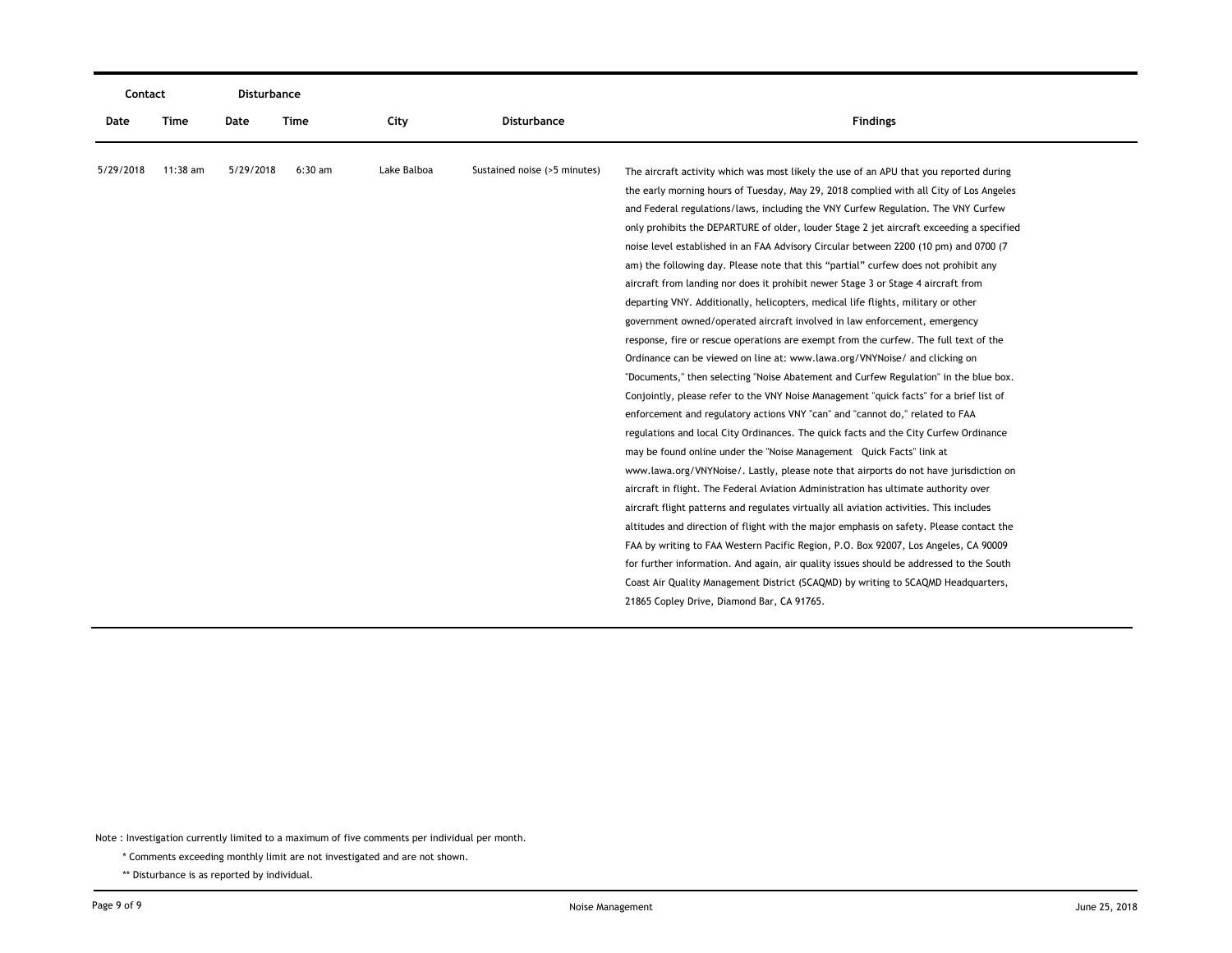| Contact | | Disturbance | | | | |
|---|---|---|---|---|---|---|
| Date | Time | Date | Time | City | Disturbance | Findings |
| 5/29/2018 | 11:38 am | 5/29/2018 | 6:30 am | Lake Balboa | Sustained noise (>5 minutes) | The aircraft activity which was most likely the use of an APU that you reported during the early morning hours of Tuesday, May 29, 2018 complied with all City of Los Angeles and Federal regulations/laws, including the VNY Curfew Regulation. The VNY Curfew only prohibits the DEPARTURE of older, louder Stage 2 jet aircraft exceeding a specified noise level established in an FAA Advisory Circular between 2200 (10 pm) and 0700 (7 am) the following day. Please note that this "partial" curfew does not prohibit any aircraft from landing nor does it prohibit newer Stage 3 or Stage 4 aircraft from departing VNY. Additionally, helicopters, medical life flights, military or other government owned/operated aircraft involved in law enforcement, emergency response, fire or rescue operations are exempt from the curfew. The full text of the Ordinance can be viewed on line at: www.lawa.org/VNYNoise/ and clicking on "Documents," then selecting "Noise Abatement and Curfew Regulation" in the blue box. Conjointly, please refer to the VNY Noise Management "quick facts" for a brief list of enforcement and regulatory actions VNY "can" and "cannot do," related to FAA regulations and local City Ordinances. The quick facts and the City Curfew Ordinance may be found online under the "Noise Management Quick Facts" link at www.lawa.org/VNYNoise/. Lastly, please note that airports do not have jurisdiction on aircraft in flight. The Federal Aviation Administration has ultimate authority over aircraft flight patterns and regulates virtually all aviation activities. This includes altitudes and direction of flight with the major emphasis on safety. Please contact the FAA by writing to FAA Western Pacific Region, P.O. Box 92007, Los Angeles, CA 90009 for further information. And again, air quality issues should be addressed to the South Coast Air Quality Management District (SCAQMD) by writing to SCAQMD Headquarters, 21865 Copley Drive, Diamond Bar, CA 91765. |

Note : Investigation currently limited to a maximum of five comments per individual per month.

\* Comments exceeding monthly limit are not investigated and are not shown.

\*\* Disturbance is as reported by individual.